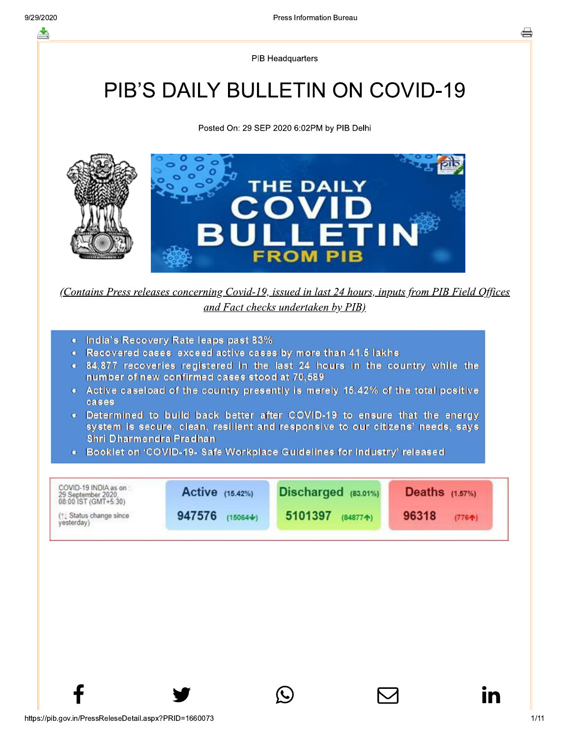PIB Headquarters

# PIB'S DAILY BULLETIN ON COVID-19

Posted On: 29 SEP 2020 6:02PM by PIB Delhi

*(Contains Press releases concerning Covid-19, issued in last 24 hours, inputs from PIB Field Offices and Fact checks undertaken by PIB)*

- India's Recovery Rate leaps past 83%
- Recovered cases exceed active cases by more than 41.5 lakhs
- 84,877 recoveries registered in the last 24 hours in the country while the number of new confirmed cases stood at 70,589
- Active caseload of the country presently is merely 15.42% of the total positive cases
- Determined to build back better after COVID-19 to ensure that the energy system is secure, clean, resilient and responsive to our citizens' needs, says Shri Dharmendra Pradhan
- Booklet on 'COVID-19- Safe Workplace Guidelines for Industry' released

| COVID-19 INDIA as on : 29 September 2020, 08:00 IST (GMT+5:30) (↑↓ Status change since yesterday) | Active (15.42%) | Discharged (83.01%) | Deaths (1.57%) |
|---|---|---|---|
| | 947576 (15064↓) | 5101397 (84877↑) | 96318 (776↑) |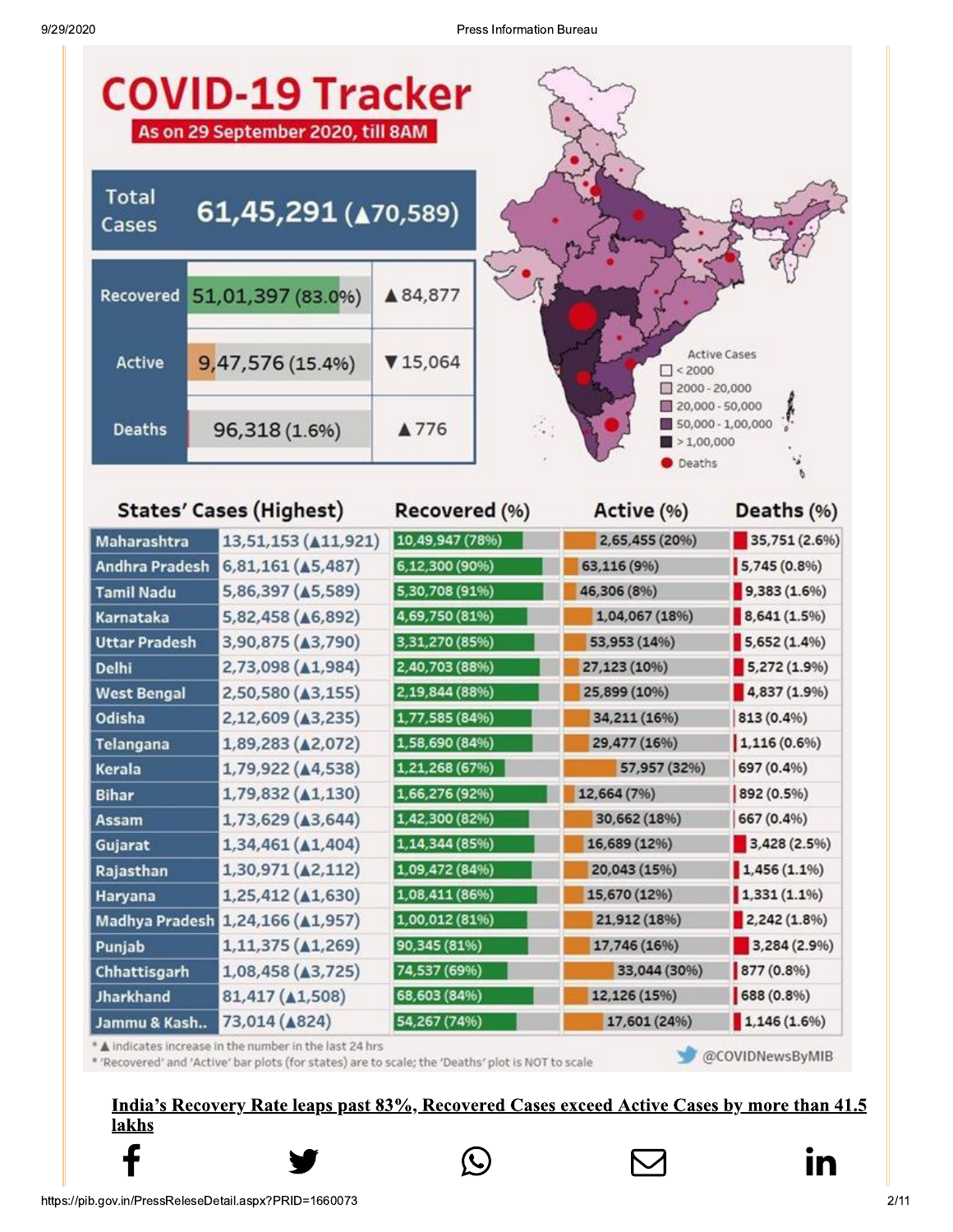# COVID-19 Tracker

As on 29 September 2020, till 8AM

| | | |
|---|---|---|
| Total Cases | 61,45,291 (▲70,589) | |
| Recovered | 51,01,397 (83.0%) | ▲84,877 |
| Active | 9,47,576 (15.4%) | ▼15,064 |
| Deaths | 96,318 (1.6%) | ▲776 |

Active Cases
- < 2000
- 2000 - 20,000
- 20,000 - 50,000
- 50,000 - 1,00,000
- > 1,00,000
- Deaths

| States' Cases (Highest) | | Recovered (%) | Active (%) | Deaths (%) |
|---|---|---|---|---|
| Maharashtra | 13,51,153 (▲11,921) | 10,49,947 (78%) | 2,65,455 (20%) | 35,751 (2.6%) |
| Andhra Pradesh | 6,81,161 (▲5,487) | 6,12,300 (90%) | 63,116 (9%) | 5,745 (0.8%) |
| Tamil Nadu | 5,86,397 (▲5,589) | 5,30,708 (91%) | 46,306 (8%) | 9,383 (1.6%) |
| Karnataka | 5,82,458 (▲6,892) | 4,69,750 (81%) | 1,04,067 (18%) | 8,641 (1.5%) |
| Uttar Pradesh | 3,90,875 (▲3,790) | 3,31,270 (85%) | 53,953 (14%) | 5,652 (1.4%) |
| Delhi | 2,73,098 (▲1,984) | 2,40,703 (88%) | 27,123 (10%) | 5,272 (1.9%) |
| West Bengal | 2,50,580 (▲3,155) | 2,19,844 (88%) | 25,899 (10%) | 4,837 (1.9%) |
| Odisha | 2,12,609 (▲3,235) | 1,77,585 (84%) | 34,211 (16%) | 813 (0.4%) |
| Telangana | 1,89,283 (▲2,072) | 1,58,690 (84%) | 29,477 (16%) | 1,116 (0.6%) |
| Kerala | 1,79,922 (▲4,538) | 1,21,268 (67%) | 57,957 (32%) | 697 (0.4%) |
| Bihar | 1,79,832 (▲1,130) | 1,66,276 (92%) | 12,664 (7%) | 892 (0.5%) |
| Assam | 1,73,629 (▲3,644) | 1,42,300 (82%) | 30,662 (18%) | 667 (0.4%) |
| Gujarat | 1,34,461 (▲1,404) | 1,14,344 (85%) | 16,689 (12%) | 3,428 (2.5%) |
| Rajasthan | 1,30,971 (▲2,112) | 1,09,472 (84%) | 20,043 (15%) | 1,456 (1.1%) |
| Haryana | 1,25,412 (▲1,630) | 1,08,411 (86%) | 15,670 (12%) | 1,331 (1.1%) |
| Madhya Pradesh | 1,24,166 (▲1,957) | 1,00,012 (81%) | 21,912 (18%) | 2,242 (1.8%) |
| Punjab | 1,11,375 (▲1,269) | 90,345 (81%) | 17,746 (16%) | 3,284 (2.9%) |
| Chhattisgarh | 1,08,458 (▲3,725) | 74,537 (69%) | 33,044 (30%) | 877 (0.8%) |
| Jharkhand | 81,417 (▲1,508) | 68,603 (84%) | 12,126 (15%) | 688 (0.8%) |
| Jammu & Kash.. | 73,014 (▲824) | 54,267 (74%) | 17,601 (24%) | 1,146 (1.6%) |

* ▲ indicates increase in the number in the last 24 hrs
* 'Recovered' and 'Active' bar plots (for states) are to scale; the 'Deaths' plot is NOT to scale

@COVIDNewsByMIB

**India's Recovery Rate leaps past 83%, Recovered Cases exceed Active Cases by more than 41.5 lakhs**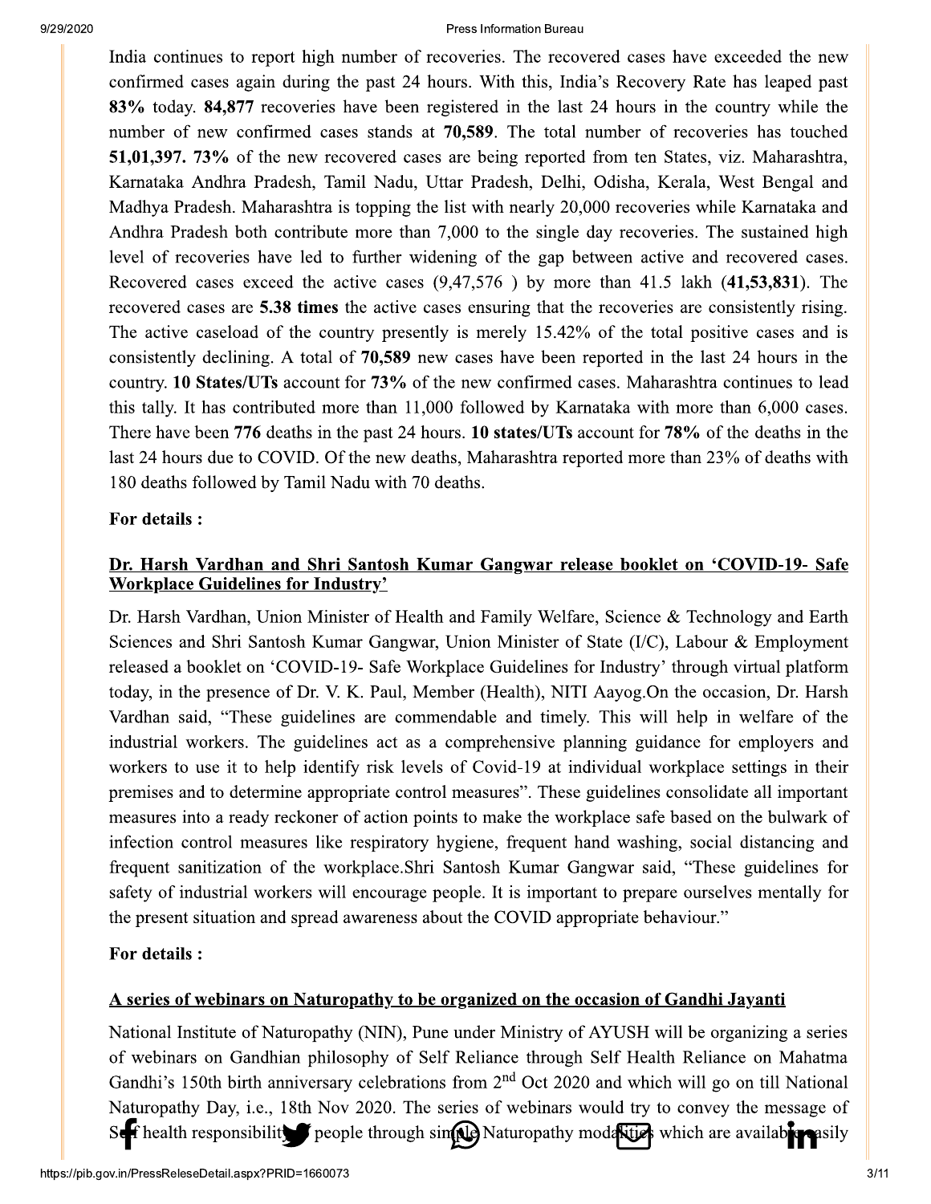India continues to report high number of recoveries. The recovered cases have exceeded the new confirmed cases again during the past 24 hours. With this, India's Recovery Rate has leaped past **83%** today. **84,877** recoveries have been registered in the last 24 hours in the country while the number of new confirmed cases stands at **70,589**. The total number of recoveries has touched **51,01,397. 73%** of the new recovered cases are being reported from ten States, viz. Maharashtra, Karnataka Andhra Pradesh, Tamil Nadu, Uttar Pradesh, Delhi, Odisha, Kerala, West Bengal and Madhya Pradesh. Maharashtra is topping the list with nearly 20,000 recoveries while Karnataka and Andhra Pradesh both contribute more than 7,000 to the single day recoveries. The sustained high level of recoveries have led to further widening of the gap between active and recovered cases. Recovered cases exceed the active cases (9,47,576 ) by more than 41.5 lakh (**41,53,831**). The recovered cases are **5.38 times** the active cases ensuring that the recoveries are consistently rising. The active caseload of the country presently is merely 15.42% of the total positive cases and is consistently declining. A total of **70,589** new cases have been reported in the last 24 hours in the country. **10 States/UTs** account for **73%** of the new confirmed cases. Maharashtra continues to lead this tally. It has contributed more than 11,000 followed by Karnataka with more than 6,000 cases. There have been **776** deaths in the past 24 hours. **10 states/UTs** account for **78%** of the deaths in the last 24 hours due to COVID. Of the new deaths, Maharashtra reported more than 23% of deaths with 180 deaths followed by Tamil Nadu with 70 deaths.

**For details :**

## Dr. Harsh Vardhan and Shri Santosh Kumar Gangwar release booklet on 'COVID-19- Safe Workplace Guidelines for Industry'

Dr. Harsh Vardhan, Union Minister of Health and Family Welfare, Science & Technology and Earth Sciences and Shri Santosh Kumar Gangwar, Union Minister of State (I/C), Labour & Employment released a booklet on 'COVID-19- Safe Workplace Guidelines for Industry' through virtual platform today, in the presence of Dr. V. K. Paul, Member (Health), NITI Aayog.On the occasion, Dr. Harsh Vardhan said, "These guidelines are commendable and timely. This will help in welfare of the industrial workers. The guidelines act as a comprehensive planning guidance for employers and workers to use it to help identify risk levels of Covid-19 at individual workplace settings in their premises and to determine appropriate control measures". These guidelines consolidate all important measures into a ready reckoner of action points to make the workplace safe based on the bulwark of infection control measures like respiratory hygiene, frequent hand washing, social distancing and frequent sanitization of the workplace.Shri Santosh Kumar Gangwar said, "These guidelines for safety of industrial workers will encourage people. It is important to prepare ourselves mentally for the present situation and spread awareness about the COVID appropriate behaviour."

**For details :**

## A series of webinars on Naturopathy to be organized on the occasion of Gandhi Jayanti

National Institute of Naturopathy (NIN), Pune under Ministry of AYUSH will be organizing a series of webinars on Gandhian philosophy of Self Reliance through Self Health Reliance on Mahatma Gandhi's 150th birth anniversary celebrations from 2nd Oct 2020 and which will go on till National Naturopathy Day, i.e., 18th Nov 2020. The series of webinars would try to convey the message of Self health responsibility to people through simple Naturopathy modalities which are available easily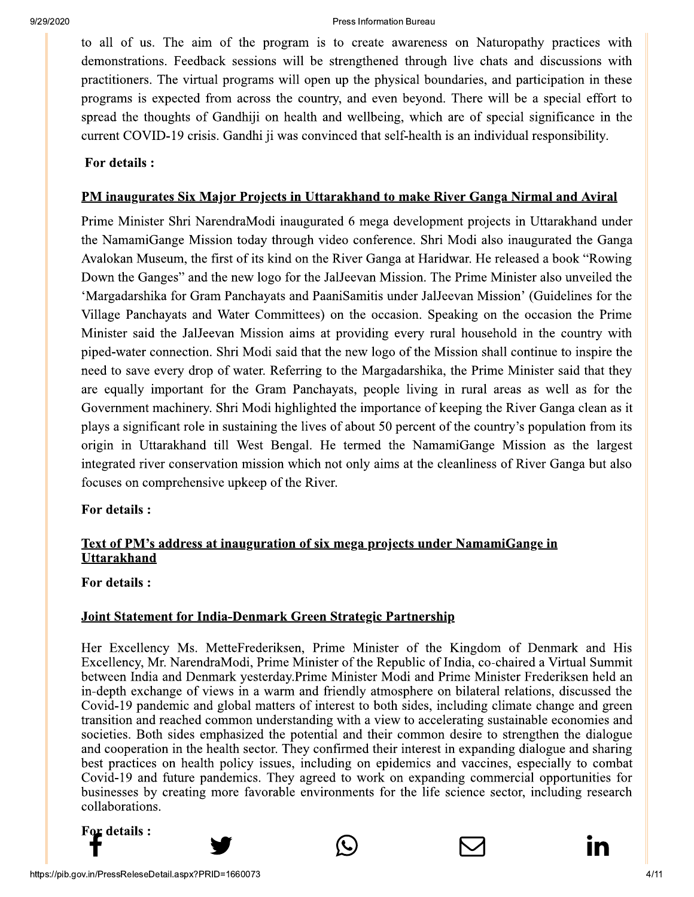to all of us. The aim of the program is to create awareness on Naturopathy practices with demonstrations. Feedback sessions will be strengthened through live chats and discussions with practitioners. The virtual programs will open up the physical boundaries, and participation in these programs is expected from across the country, and even beyond. There will be a special effort to spread the thoughts of Gandhiji on health and wellbeing, which are of special significance in the current COVID-19 crisis. Gandhi ji was convinced that self-health is an individual responsibility.

**For details :**

## PM inaugurates Six Major Projects in Uttarakhand to make River Ganga Nirmal and Aviral

Prime Minister Shri NarendraModi inaugurated 6 mega development projects in Uttarakhand under the NamamiGange Mission today through video conference. Shri Modi also inaugurated the Ganga Avalokan Museum, the first of its kind on the River Ganga at Haridwar. He released a book "Rowing Down the Ganges" and the new logo for the JalJeevan Mission. The Prime Minister also unveiled the 'Margadarshika for Gram Panchayats and PaaniSamitis under JalJeevan Mission' (Guidelines for the Village Panchayats and Water Committees) on the occasion. Speaking on the occasion the Prime Minister said the JalJeevan Mission aims at providing every rural household in the country with piped-water connection. Shri Modi said that the new logo of the Mission shall continue to inspire the need to save every drop of water. Referring to the Margadarshika, the Prime Minister said that they are equally important for the Gram Panchayats, people living in rural areas as well as for the Government machinery. Shri Modi highlighted the importance of keeping the River Ganga clean as it plays a significant role in sustaining the lives of about 50 percent of the country's population from its origin in Uttarakhand till West Bengal. He termed the NamamiGange Mission as the largest integrated river conservation mission which not only aims at the cleanliness of River Ganga but also focuses on comprehensive upkeep of the River.

**For details :**

## Text of PM's address at inauguration of six mega projects under NamamiGange in Uttarakhand

**For details :**

## Joint Statement for India-Denmark Green Strategic Partnership

Her Excellency Ms. MetteFrederiksen, Prime Minister of the Kingdom of Denmark and His Excellency, Mr. NarendraModi, Prime Minister of the Republic of India, co-chaired a Virtual Summit between India and Denmark yesterday.Prime Minister Modi and Prime Minister Frederiksen held an in-depth exchange of views in a warm and friendly atmosphere on bilateral relations, discussed the Covid-19 pandemic and global matters of interest to both sides, including climate change and green transition and reached common understanding with a view to accelerating sustainable economies and societies. Both sides emphasized the potential and their common desire to strengthen the dialogue and cooperation in the health sector. They confirmed their interest in expanding dialogue and sharing best practices on health policy issues, including on epidemics and vaccines, especially to combat Covid-19 and future pandemics. They agreed to work on expanding commercial opportunities for businesses by creating more favorable environments for the life science sector, including research collaborations.

**For details :**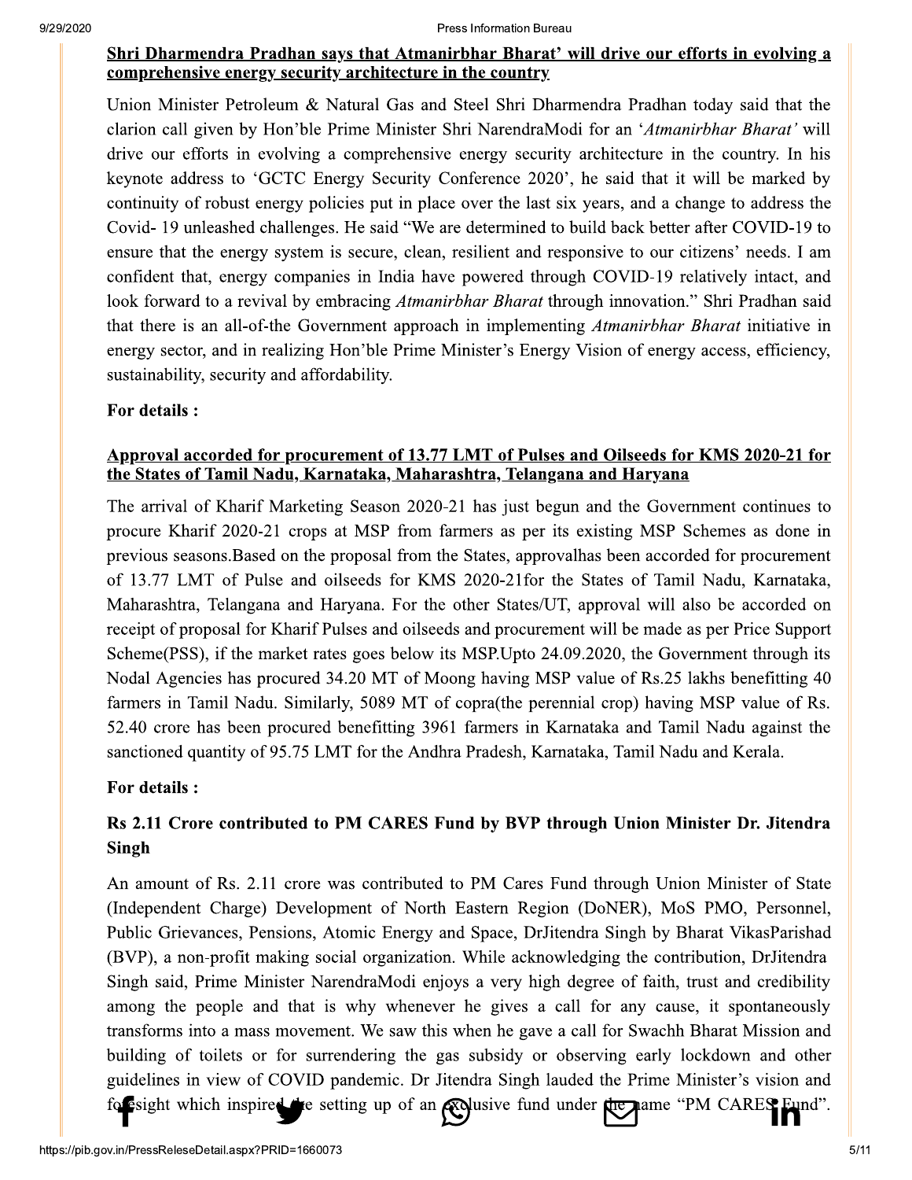## Shri Dharmendra Pradhan says that Atmanirbhar Bharat' will drive our efforts in evolving a comprehensive energy security architecture in the country

Union Minister Petroleum & Natural Gas and Steel Shri Dharmendra Pradhan today said that the clarion call given by Hon'ble Prime Minister Shri NarendraModi for an '*Atmanirbhar Bharat*' will drive our efforts in evolving a comprehensive energy security architecture in the country. In his keynote address to 'GCTC Energy Security Conference 2020', he said that it will be marked by continuity of robust energy policies put in place over the last six years, and a change to address the Covid- 19 unleashed challenges. He said "We are determined to build back better after COVID-19 to ensure that the energy system is secure, clean, resilient and responsive to our citizens' needs. I am confident that, energy companies in India have powered through COVID-19 relatively intact, and look forward to a revival by embracing *Atmanirbhar Bharat* through innovation." Shri Pradhan said that there is an all-of-the Government approach in implementing *Atmanirbhar Bharat* initiative in energy sector, and in realizing Hon'ble Prime Minister's Energy Vision of energy access, efficiency, sustainability, security and affordability.

**For details :**

## Approval accorded for procurement of 13.77 LMT of Pulses and Oilseeds for KMS 2020-21 for the States of Tamil Nadu, Karnataka, Maharashtra, Telangana and Haryana

The arrival of Kharif Marketing Season 2020-21 has just begun and the Government continues to procure Kharif 2020-21 crops at MSP from farmers as per its existing MSP Schemes as done in previous seasons.Based on the proposal from the States, approvalhas been accorded for procurement of 13.77 LMT of Pulse and oilseeds for KMS 2020-21for the States of Tamil Nadu, Karnataka, Maharashtra, Telangana and Haryana. For the other States/UT, approval will also be accorded on receipt of proposal for Kharif Pulses and oilseeds and procurement will be made as per Price Support Scheme(PSS), if the market rates goes below its MSP.Upto 24.09.2020, the Government through its Nodal Agencies has procured 34.20 MT of Moong having MSP value of Rs.25 lakhs benefitting 40 farmers in Tamil Nadu. Similarly, 5089 MT of copra(the perennial crop) having MSP value of Rs. 52.40 crore has been procured benefitting 3961 farmers in Karnataka and Tamil Nadu against the sanctioned quantity of 95.75 LMT for the Andhra Pradesh, Karnataka, Tamil Nadu and Kerala.

**For details :**

## Rs 2.11 Crore contributed to PM CARES Fund by BVP through Union Minister Dr. Jitendra Singh

An amount of Rs. 2.11 crore was contributed to PM Cares Fund through Union Minister of State (Independent Charge) Development of North Eastern Region (DoNER), MoS PMO, Personnel, Public Grievances, Pensions, Atomic Energy and Space, DrJitendra Singh by Bharat VikasParishad (BVP), a non-profit making social organization. While acknowledging the contribution, DrJitendra Singh said, Prime Minister NarendraModi enjoys a very high degree of faith, trust and credibility among the people and that is why whenever he gives a call for any cause, it spontaneously transforms into a mass movement. We saw this when he gave a call for Swachh Bharat Mission and building of toilets or for surrendering the gas subsidy or observing early lockdown and other guidelines in view of COVID pandemic. Dr Jitendra Singh lauded the Prime Minister's vision and foresight which inspired the setting up of an exclusive fund under the name "PM CARES Fund".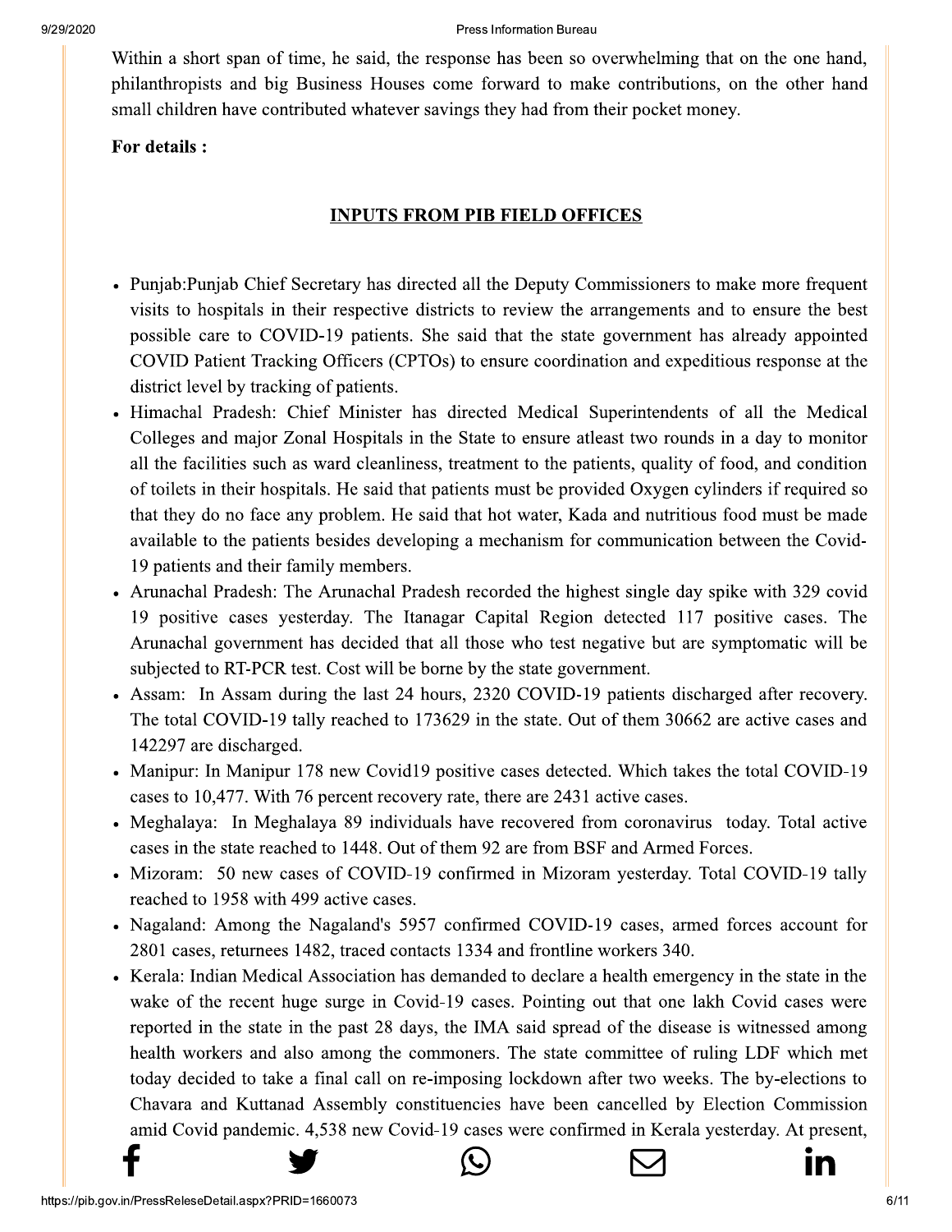Within a short span of time, he said, the response has been so overwhelming that on the one hand, philanthropists and big Business Houses come forward to make contributions, on the other hand small children have contributed whatever savings they had from their pocket money.

**For details :**

## INPUTS FROM PIB FIELD OFFICES

- Punjab:Punjab Chief Secretary has directed all the Deputy Commissioners to make more frequent visits to hospitals in their respective districts to review the arrangements and to ensure the best possible care to COVID-19 patients. She said that the state government has already appointed COVID Patient Tracking Officers (CPTOs) to ensure coordination and expeditious response at the district level by tracking of patients.
- Himachal Pradesh: Chief Minister has directed Medical Superintendents of all the Medical Colleges and major Zonal Hospitals in the State to ensure atleast two rounds in a day to monitor all the facilities such as ward cleanliness, treatment to the patients, quality of food, and condition of toilets in their hospitals. He said that patients must be provided Oxygen cylinders if required so that they do no face any problem. He said that hot water, Kada and nutritious food must be made available to the patients besides developing a mechanism for communication between the Covid-19 patients and their family members.
- Arunachal Pradesh: The Arunachal Pradesh recorded the highest single day spike with 329 covid 19 positive cases yesterday. The Itanagar Capital Region detected 117 positive cases. The Arunachal government has decided that all those who test negative but are symptomatic will be subjected to RT-PCR test. Cost will be borne by the state government.
- Assam: In Assam during the last 24 hours, 2320 COVID-19 patients discharged after recovery. The total COVID-19 tally reached to 173629 in the state. Out of them 30662 are active cases and 142297 are discharged.
- Manipur: In Manipur 178 new Covid19 positive cases detected. Which takes the total COVID-19 cases to 10,477. With 76 percent recovery rate, there are 2431 active cases.
- Meghalaya: In Meghalaya 89 individuals have recovered from coronavirus today. Total active cases in the state reached to 1448. Out of them 92 are from BSF and Armed Forces.
- Mizoram: 50 new cases of COVID-19 confirmed in Mizoram yesterday. Total COVID-19 tally reached to 1958 with 499 active cases.
- Nagaland: Among the Nagaland's 5957 confirmed COVID-19 cases, armed forces account for 2801 cases, returnees 1482, traced contacts 1334 and frontline workers 340.
- Kerala: Indian Medical Association has demanded to declare a health emergency in the state in the wake of the recent huge surge in Covid-19 cases. Pointing out that one lakh Covid cases were reported in the state in the past 28 days, the IMA said spread of the disease is witnessed among health workers and also among the commoners. The state committee of ruling LDF which met today decided to take a final call on re-imposing lockdown after two weeks. The by-elections to Chavara and Kuttanad Assembly constituencies have been cancelled by Election Commission amid Covid pandemic. 4,538 new Covid-19 cases were confirmed in Kerala yesterday. At present,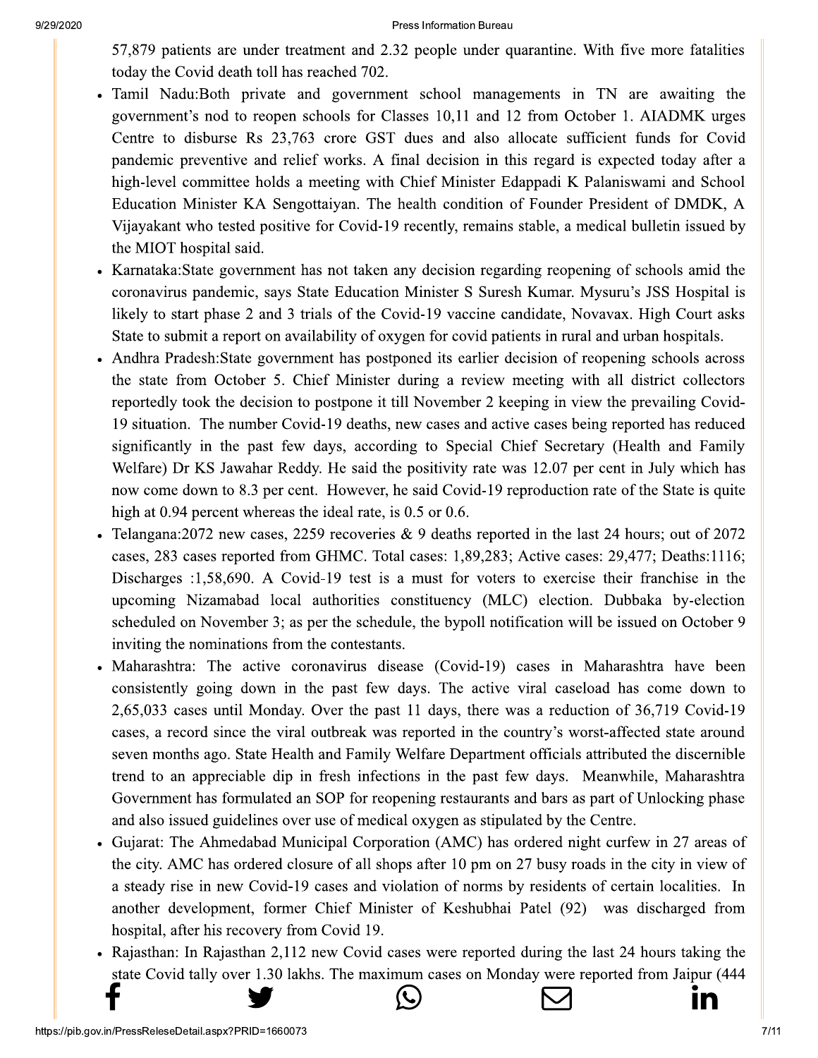57,879 patients are under treatment and 2.32 people under quarantine. With five more fatalities today the Covid death toll has reached 702.

- Tamil Nadu:Both private and government school managements in TN are awaiting the government's nod to reopen schools for Classes 10,11 and 12 from October 1. AIADMK urges Centre to disburse Rs 23,763 crore GST dues and also allocate sufficient funds for Covid pandemic preventive and relief works. A final decision in this regard is expected today after a high-level committee holds a meeting with Chief Minister Edappadi K Palaniswami and School Education Minister KA Sengottaiyan. The health condition of Founder President of DMDK, A Vijayakant who tested positive for Covid-19 recently, remains stable, a medical bulletin issued by the MIOT hospital said.
- Karnataka:State government has not taken any decision regarding reopening of schools amid the coronavirus pandemic, says State Education Minister S Suresh Kumar. Mysuru's JSS Hospital is likely to start phase 2 and 3 trials of the Covid-19 vaccine candidate, Novavax. High Court asks State to submit a report on availability of oxygen for covid patients in rural and urban hospitals.
- Andhra Pradesh:State government has postponed its earlier decision of reopening schools across the state from October 5. Chief Minister during a review meeting with all district collectors reportedly took the decision to postpone it till November 2 keeping in view the prevailing Covid-19 situation. The number Covid-19 deaths, new cases and active cases being reported has reduced significantly in the past few days, according to Special Chief Secretary (Health and Family Welfare) Dr KS Jawahar Reddy. He said the positivity rate was 12.07 per cent in July which has now come down to 8.3 per cent. However, he said Covid-19 reproduction rate of the State is quite high at 0.94 percent whereas the ideal rate, is 0.5 or 0.6.
- Telangana:2072 new cases, 2259 recoveries & 9 deaths reported in the last 24 hours; out of 2072 cases, 283 cases reported from GHMC. Total cases: 1,89,283; Active cases: 29,477; Deaths:1116; Discharges :1,58,690. A Covid-19 test is a must for voters to exercise their franchise in the upcoming Nizamabad local authorities constituency (MLC) election. Dubbaka by-election scheduled on November 3; as per the schedule, the bypoll notification will be issued on October 9 inviting the nominations from the contestants.
- Maharashtra: The active coronavirus disease (Covid-19) cases in Maharashtra have been consistently going down in the past few days. The active viral caseload has come down to 2,65,033 cases until Monday. Over the past 11 days, there was a reduction of 36,719 Covid-19 cases, a record since the viral outbreak was reported in the country's worst-affected state around seven months ago. State Health and Family Welfare Department officials attributed the discernible trend to an appreciable dip in fresh infections in the past few days. Meanwhile, Maharashtra Government has formulated an SOP for reopening restaurants and bars as part of Unlocking phase and also issued guidelines over use of medical oxygen as stipulated by the Centre.
- Gujarat: The Ahmedabad Municipal Corporation (AMC) has ordered night curfew in 27 areas of the city. AMC has ordered closure of all shops after 10 pm on 27 busy roads in the city in view of a steady rise in new Covid-19 cases and violation of norms by residents of certain localities. In another development, former Chief Minister of Keshubhai Patel (92) was discharged from hospital, after his recovery from Covid 19.
- Rajasthan: In Rajasthan 2,112 new Covid cases were reported during the last 24 hours taking the state Covid tally over 1.30 lakhs. The maximum cases on Monday were reported from Jaipur (444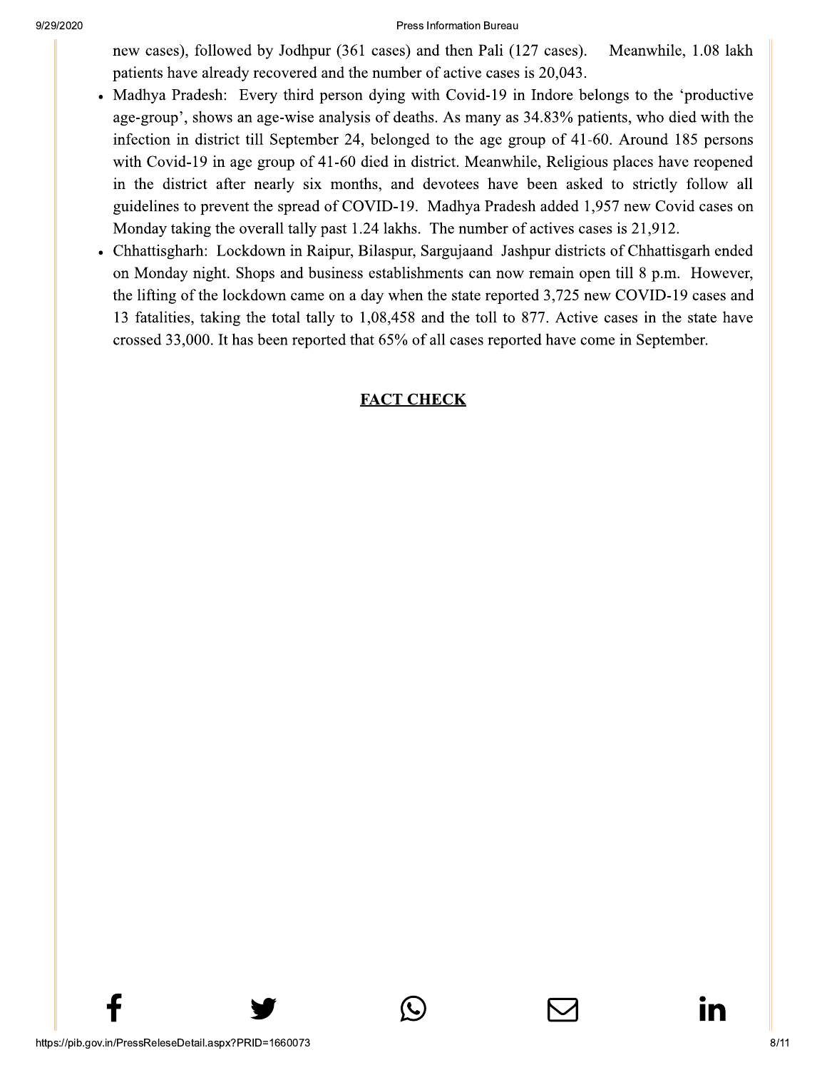new cases), followed by Jodhpur (361 cases) and then Pali (127 cases). Meanwhile, 1.08 lakh patients have already recovered and the number of active cases is 20,043.

- Madhya Pradesh: Every third person dying with Covid-19 in Indore belongs to the 'productive age-group', shows an age-wise analysis of deaths. As many as 34.83% patients, who died with the infection in district till September 24, belonged to the age group of 41-60. Around 185 persons with Covid-19 in age group of 41-60 died in district. Meanwhile, Religious places have reopened in the district after nearly six months, and devotees have been asked to strictly follow all guidelines to prevent the spread of COVID-19. Madhya Pradesh added 1,957 new Covid cases on Monday taking the overall tally past 1.24 lakhs. The number of actives cases is 21,912.
- Chhattisgharh: Lockdown in Raipur, Bilaspur, Sargujaand Jashpur districts of Chhattisgarh ended on Monday night. Shops and business establishments can now remain open till 8 p.m. However, the lifting of the lockdown came on a day when the state reported 3,725 new COVID-19 cases and 13 fatalities, taking the total tally to 1,08,458 and the toll to 877. Active cases in the state have crossed 33,000. It has been reported that 65% of all cases reported have come in September.

**FACT CHECK**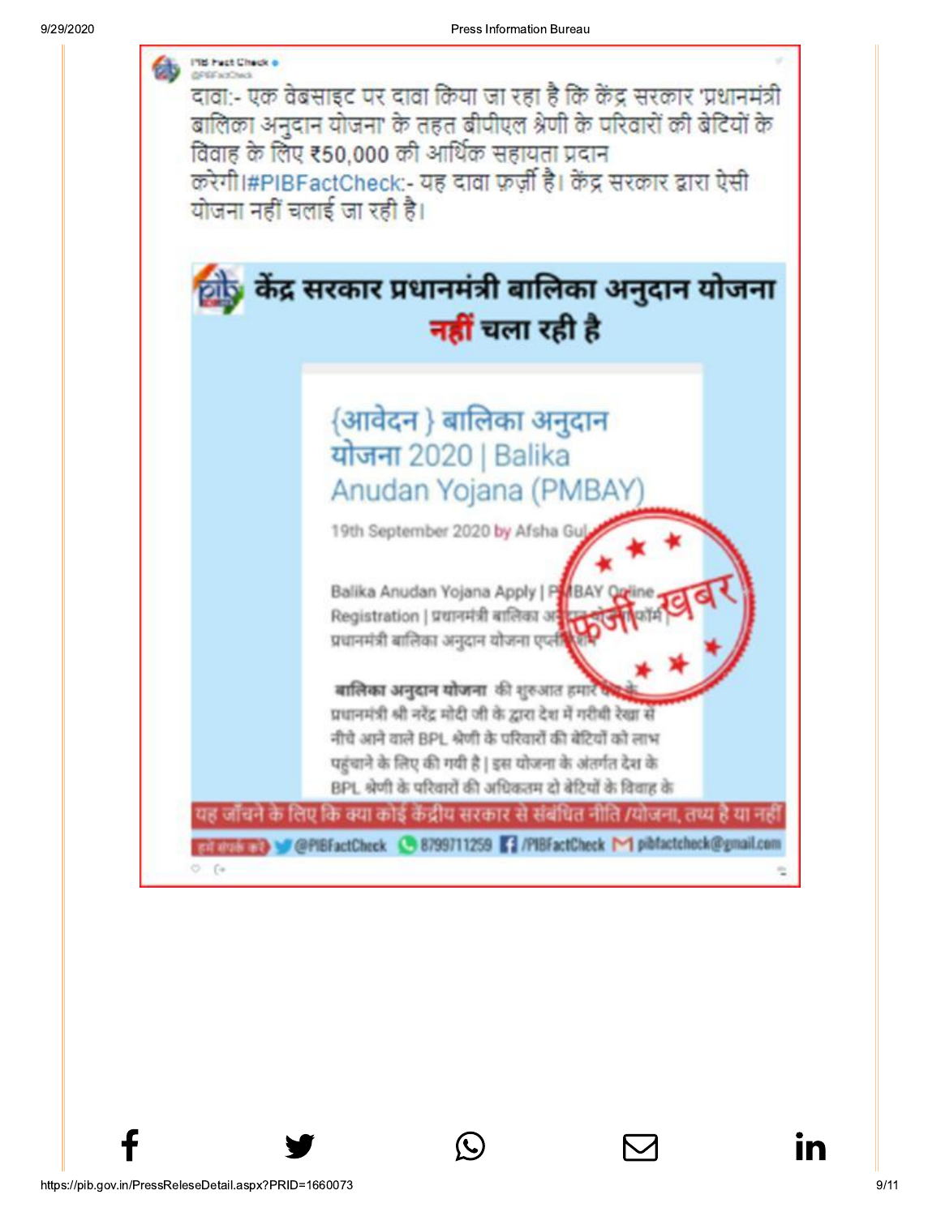PIB Fact Check
@PIBFactCheck

दावा:- एक वेबसाइट पर दावा किया जा रहा है कि केंद्र सरकार 'प्रधानमंत्री बालिका अनुदान योजना' के तहत बीपीएल श्रेणी के परिवारों की बेटियों के विवाह के लिए ₹50,000 की आर्थिक सहायता प्रदान करेगी।#PIBFactCheck:- यह दावा फ़र्ज़ी है। केंद्र सरकार द्वारा ऐसी योजना नहीं चलाई जा रही है।

**केंद्र सरकार प्रधानमंत्री बालिका अनुदान योजना नहीं चला रही है**

{आवेदन } बालिका अनुदान योजना 2020 | Balika Anudan Yojana (PMBAY)

19th September 2020 by Afsha Gul

Balika Anudan Yojana Apply | PMBAY Online Registration | प्रधानमंत्री बालिका अनुदान योजना फॉर्म | प्रधानमंत्री बालिका अनुदान योजना एप्लीकेशन

**बालिका अनुदान योजना** की शुरुआत हमारे देश के प्रधानमंत्री श्री नरेंद्र मोदी जी के द्वारा देश में गरीबी रेखा से नीचे आने वाले BPL श्रेणी के परिवारों की बेटियों को लाभ पहुंचाने के लिए की गयी है | इस योजना के अंतर्गत देश के BPL श्रेणी के परिवारों की अधिकतम दो बेटियों के विवाह के

फ़र्ज़ी खबर

यह जाँचने के लिए कि क्या कोई केंद्रीय सरकार से संबंधित नीति /योजना, तथ्य है या नहीं

हमें संपर्क करें @PIBFactCheck 8799711259 /PIBFactCheck pibfactcheck@gmail.com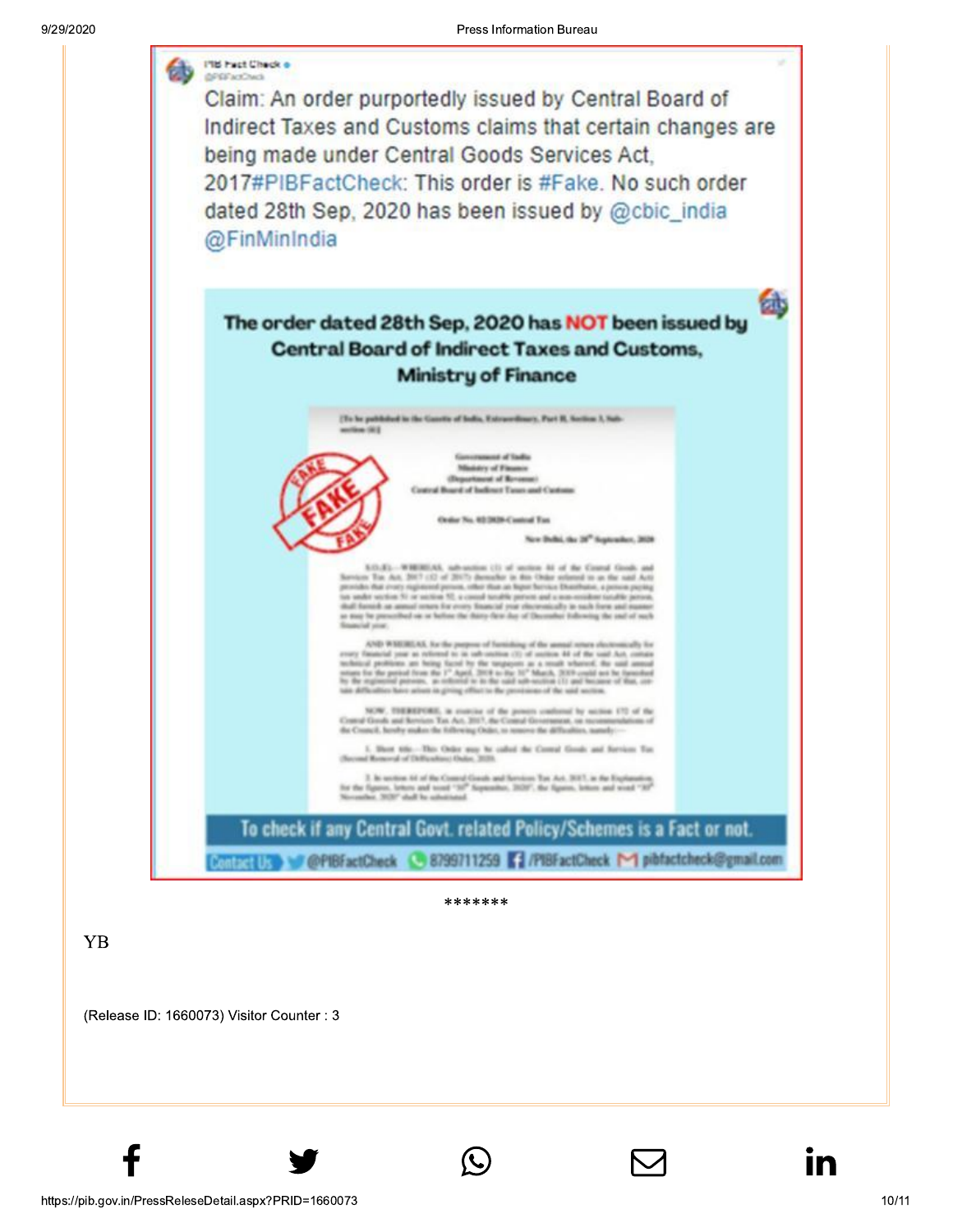PIB Fact Check
@PIBFactCheck

Claim: An order purportedly issued by Central Board of Indirect Taxes and Customs claims that certain changes are being made under Central Goods Services Act, 2017#PIBFactCheck: This order is #Fake. No such order dated 28th Sep, 2020 has been issued by @cbic_india @FinMinIndia

The order dated 28th Sep, 2020 has NOT been issued by Central Board of Indirect Taxes and Customs, Ministry of Finance

To check if any Central Govt. related Policy/Schemes is a Fact or not.

Contact Us @PIBFactCheck 8799711259 /PIBFactCheck pibfactcheck@gmail.com

*******

YB

(Release ID: 1660073) Visitor Counter : 3